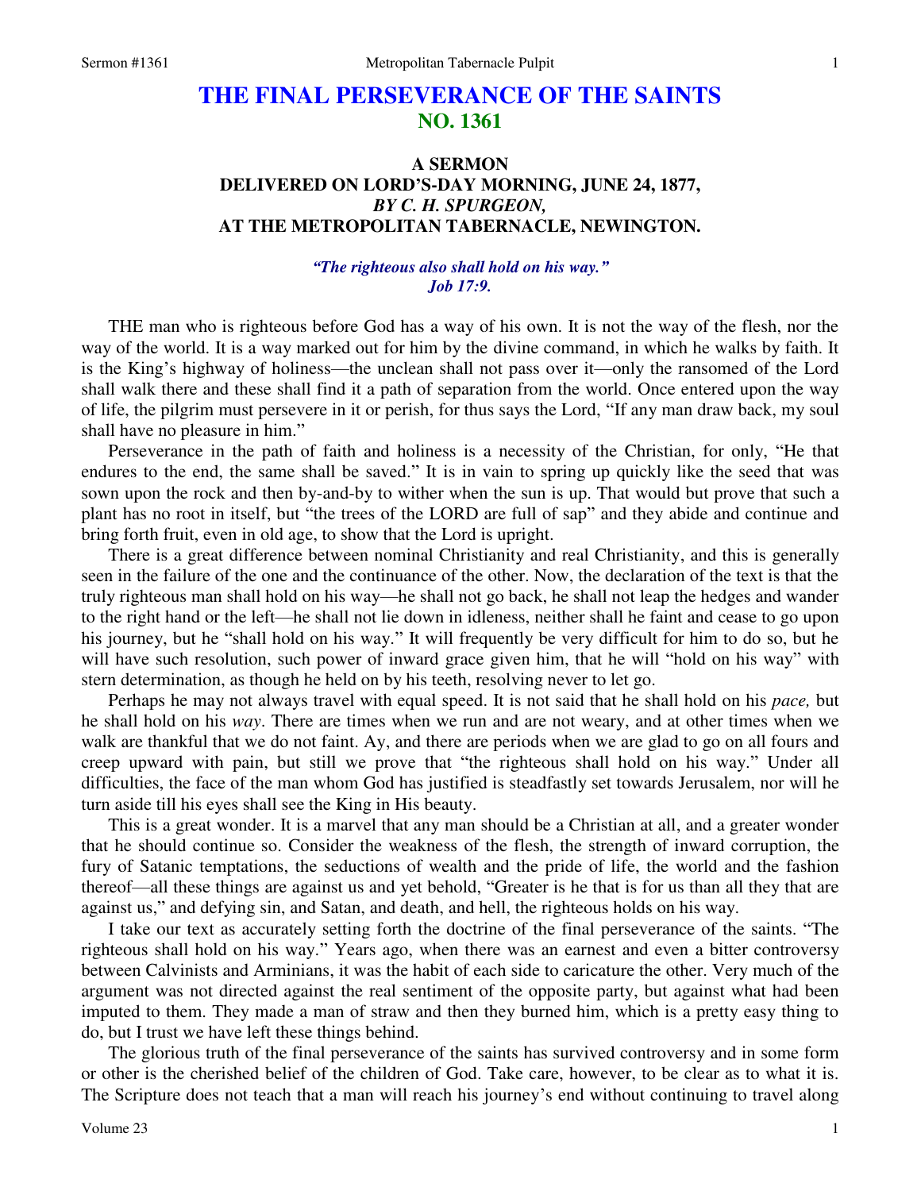# THE FINAL PERSEVERANCE OF THE SAINTS
## NO. 1361

### A SERMON
### DELIVERED ON LORD'S-DAY MORNING, JUNE 24, 1877,
### *BY C. H. SPURGEON,*
### AT THE METROPOLITAN TABERNACLE, NEWINGTON.

*"The righteous also shall hold on his way." Job 17:9.*

THE man who is righteous before God has a way of his own. It is not the way of the flesh, nor the way of the world. It is a way marked out for him by the divine command, in which he walks by faith. It is the King's highway of holiness—the unclean shall not pass over it—only the ransomed of the Lord shall walk there and these shall find it a path of separation from the world. Once entered upon the way of life, the pilgrim must persevere in it or perish, for thus says the Lord, "If any man draw back, my soul shall have no pleasure in him."

Perseverance in the path of faith and holiness is a necessity of the Christian, for only, "He that endures to the end, the same shall be saved." It is in vain to spring up quickly like the seed that was sown upon the rock and then by-and-by to wither when the sun is up. That would but prove that such a plant has no root in itself, but "the trees of the LORD are full of sap" and they abide and continue and bring forth fruit, even in old age, to show that the Lord is upright.

There is a great difference between nominal Christianity and real Christianity, and this is generally seen in the failure of the one and the continuance of the other. Now, the declaration of the text is that the truly righteous man shall hold on his way—he shall not go back, he shall not leap the hedges and wander to the right hand or the left—he shall not lie down in idleness, neither shall he faint and cease to go upon his journey, but he "shall hold on his way." It will frequently be very difficult for him to do so, but he will have such resolution, such power of inward grace given him, that he will "hold on his way" with stern determination, as though he held on by his teeth, resolving never to let go.

Perhaps he may not always travel with equal speed. It is not said that he shall hold on his *pace,* but he shall hold on his *way*. There are times when we run and are not weary, and at other times when we walk are thankful that we do not faint. Ay, and there are periods when we are glad to go on all fours and creep upward with pain, but still we prove that "the righteous shall hold on his way." Under all difficulties, the face of the man whom God has justified is steadfastly set towards Jerusalem, nor will he turn aside till his eyes shall see the King in His beauty.

This is a great wonder. It is a marvel that any man should be a Christian at all, and a greater wonder that he should continue so. Consider the weakness of the flesh, the strength of inward corruption, the fury of Satanic temptations, the seductions of wealth and the pride of life, the world and the fashion thereof—all these things are against us and yet behold, "Greater is he that is for us than all they that are against us," and defying sin, and Satan, and death, and hell, the righteous holds on his way.

I take our text as accurately setting forth the doctrine of the final perseverance of the saints. "The righteous shall hold on his way." Years ago, when there was an earnest and even a bitter controversy between Calvinists and Arminians, it was the habit of each side to caricature the other. Very much of the argument was not directed against the real sentiment of the opposite party, but against what had been imputed to them. They made a man of straw and then they burned him, which is a pretty easy thing to do, but I trust we have left these things behind.

The glorious truth of the final perseverance of the saints has survived controversy and in some form or other is the cherished belief of the children of God. Take care, however, to be clear as to what it is. The Scripture does not teach that a man will reach his journey's end without continuing to travel along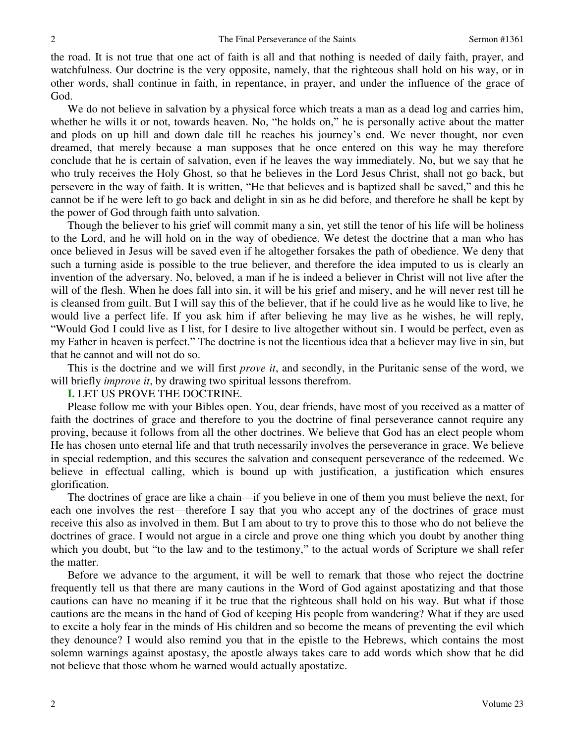the road. It is not true that one act of faith is all and that nothing is needed of daily faith, prayer, and watchfulness. Our doctrine is the very opposite, namely, that the righteous shall hold on his way, or in other words, shall continue in faith, in repentance, in prayer, and under the influence of the grace of God.

We do not believe in salvation by a physical force which treats a man as a dead log and carries him, whether he wills it or not, towards heaven. No, "he holds on," he is personally active about the matter and plods on up hill and down dale till he reaches his journey's end. We never thought, nor even dreamed, that merely because a man supposes that he once entered on this way he may therefore conclude that he is certain of salvation, even if he leaves the way immediately. No, but we say that he who truly receives the Holy Ghost, so that he believes in the Lord Jesus Christ, shall not go back, but persevere in the way of faith. It is written, "He that believes and is baptized shall be saved," and this he cannot be if he were left to go back and delight in sin as he did before, and therefore he shall be kept by the power of God through faith unto salvation.

Though the believer to his grief will commit many a sin, yet still the tenor of his life will be holiness to the Lord, and he will hold on in the way of obedience. We detest the doctrine that a man who has once believed in Jesus will be saved even if he altogether forsakes the path of obedience. We deny that such a turning aside is possible to the true believer, and therefore the idea imputed to us is clearly an invention of the adversary. No, beloved, a man if he is indeed a believer in Christ will not live after the will of the flesh. When he does fall into sin, it will be his grief and misery, and he will never rest till he is cleansed from guilt. But I will say this of the believer, that if he could live as he would like to live, he would live a perfect life. If you ask him if after believing he may live as he wishes, he will reply, "Would God I could live as I list, for I desire to live altogether without sin. I would be perfect, even as my Father in heaven is perfect." The doctrine is not the licentious idea that a believer may live in sin, but that he cannot and will not do so.

This is the doctrine and we will first *prove it*, and secondly, in the Puritanic sense of the word, we will briefly *improve it*, by drawing two spiritual lessons therefrom.

**I.** LET US PROVE THE DOCTRINE.

Please follow me with your Bibles open. You, dear friends, have most of you received as a matter of faith the doctrines of grace and therefore to you the doctrine of final perseverance cannot require any proving, because it follows from all the other doctrines. We believe that God has an elect people whom He has chosen unto eternal life and that truth necessarily involves the perseverance in grace. We believe in special redemption, and this secures the salvation and consequent perseverance of the redeemed. We believe in effectual calling, which is bound up with justification, a justification which ensures glorification.

The doctrines of grace are like a chain—if you believe in one of them you must believe the next, for each one involves the rest—therefore I say that you who accept any of the doctrines of grace must receive this also as involved in them. But I am about to try to prove this to those who do not believe the doctrines of grace. I would not argue in a circle and prove one thing which you doubt by another thing which you doubt, but "to the law and to the testimony," to the actual words of Scripture we shall refer the matter.

Before we advance to the argument, it will be well to remark that those who reject the doctrine frequently tell us that there are many cautions in the Word of God against apostatizing and that those cautions can have no meaning if it be true that the righteous shall hold on his way. But what if those cautions are the means in the hand of God of keeping His people from wandering? What if they are used to excite a holy fear in the minds of His children and so become the means of preventing the evil which they denounce? I would also remind you that in the epistle to the Hebrews, which contains the most solemn warnings against apostasy, the apostle always takes care to add words which show that he did not believe that those whom he warned would actually apostatize.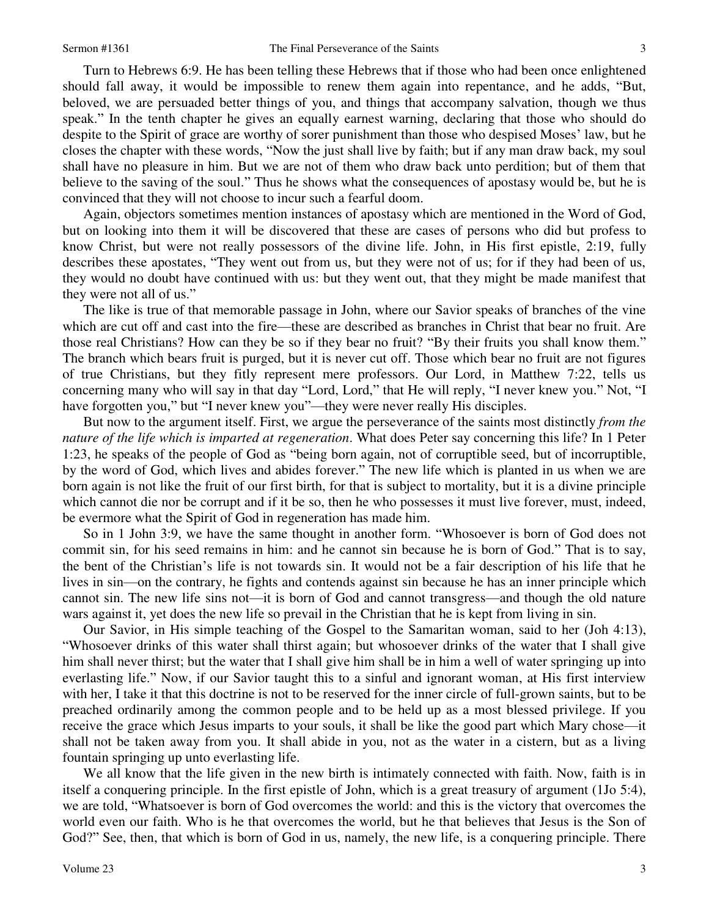Turn to Hebrews 6:9. He has been telling these Hebrews that if those who had been once enlightened should fall away, it would be impossible to renew them again into repentance, and he adds, "But, beloved, we are persuaded better things of you, and things that accompany salvation, though we thus speak." In the tenth chapter he gives an equally earnest warning, declaring that those who should do despite to the Spirit of grace are worthy of sorer punishment than those who despised Moses' law, but he closes the chapter with these words, "Now the just shall live by faith; but if any man draw back, my soul shall have no pleasure in him. But we are not of them who draw back unto perdition; but of them that believe to the saving of the soul." Thus he shows what the consequences of apostasy would be, but he is convinced that they will not choose to incur such a fearful doom.

Again, objectors sometimes mention instances of apostasy which are mentioned in the Word of God, but on looking into them it will be discovered that these are cases of persons who did but profess to know Christ, but were not really possessors of the divine life. John, in His first epistle, 2:19, fully describes these apostates, "They went out from us, but they were not of us; for if they had been of us, they would no doubt have continued with us: but they went out, that they might be made manifest that they were not all of us."

The like is true of that memorable passage in John, where our Savior speaks of branches of the vine which are cut off and cast into the fire—these are described as branches in Christ that bear no fruit. Are those real Christians? How can they be so if they bear no fruit? "By their fruits you shall know them." The branch which bears fruit is purged, but it is never cut off. Those which bear no fruit are not figures of true Christians, but they fitly represent mere professors. Our Lord, in Matthew 7:22, tells us concerning many who will say in that day "Lord, Lord," that He will reply, "I never knew you." Not, "I have forgotten you," but "I never knew you"—they were never really His disciples.

But now to the argument itself. First, we argue the perseverance of the saints most distinctly *from the nature of the life which is imparted at regeneration*. What does Peter say concerning this life? In 1 Peter 1:23, he speaks of the people of God as "being born again, not of corruptible seed, but of incorruptible, by the word of God, which lives and abides forever." The new life which is planted in us when we are born again is not like the fruit of our first birth, for that is subject to mortality, but it is a divine principle which cannot die nor be corrupt and if it be so, then he who possesses it must live forever, must, indeed, be evermore what the Spirit of God in regeneration has made him.

So in 1 John 3:9, we have the same thought in another form. "Whosoever is born of God does not commit sin, for his seed remains in him: and he cannot sin because he is born of God." That is to say, the bent of the Christian's life is not towards sin. It would not be a fair description of his life that he lives in sin—on the contrary, he fights and contends against sin because he has an inner principle which cannot sin. The new life sins not—it is born of God and cannot transgress—and though the old nature wars against it, yet does the new life so prevail in the Christian that he is kept from living in sin.

Our Savior, in His simple teaching of the Gospel to the Samaritan woman, said to her (Joh 4:13), "Whosoever drinks of this water shall thirst again; but whosoever drinks of the water that I shall give him shall never thirst; but the water that I shall give him shall be in him a well of water springing up into everlasting life." Now, if our Savior taught this to a sinful and ignorant woman, at His first interview with her, I take it that this doctrine is not to be reserved for the inner circle of full-grown saints, but to be preached ordinarily among the common people and to be held up as a most blessed privilege. If you receive the grace which Jesus imparts to your souls, it shall be like the good part which Mary chose—it shall not be taken away from you. It shall abide in you, not as the water in a cistern, but as a living fountain springing up unto everlasting life.

We all know that the life given in the new birth is intimately connected with faith. Now, faith is in itself a conquering principle. In the first epistle of John, which is a great treasury of argument (1Jo 5:4), we are told, "Whatsoever is born of God overcomes the world: and this is the victory that overcomes the world even our faith. Who is he that overcomes the world, but he that believes that Jesus is the Son of God?" See, then, that which is born of God in us, namely, the new life, is a conquering principle. There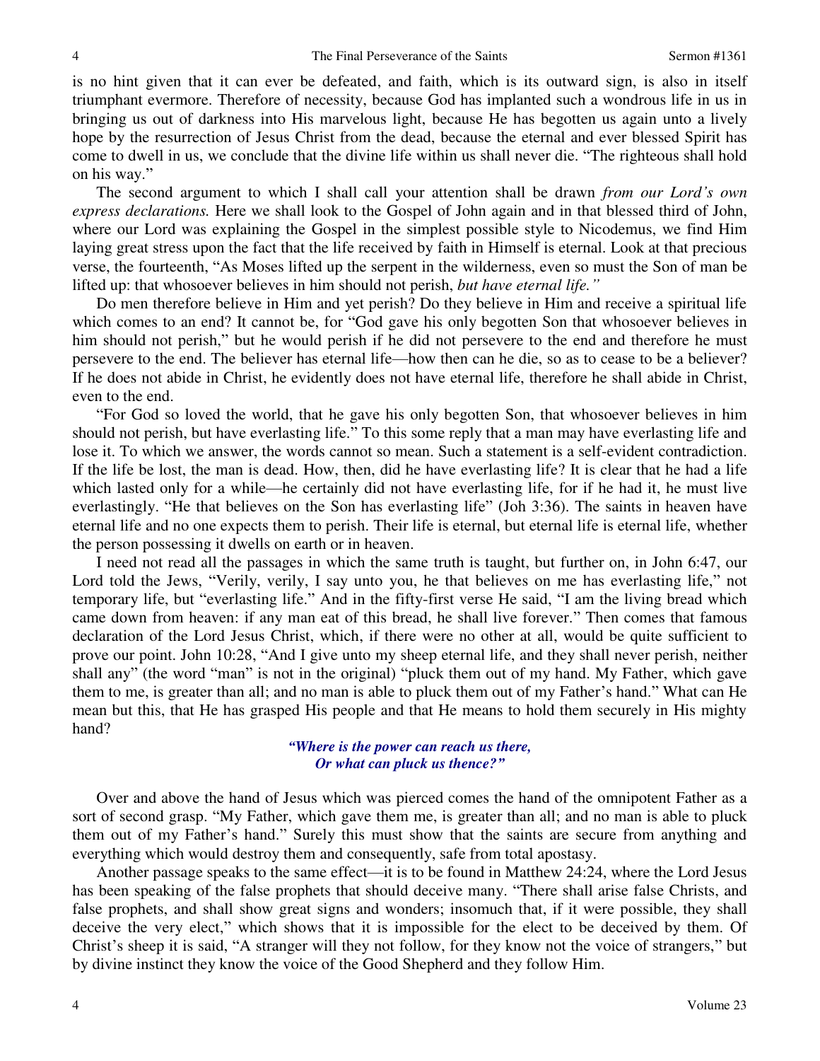is no hint given that it can ever be defeated, and faith, which is its outward sign, is also in itself triumphant evermore. Therefore of necessity, because God has implanted such a wondrous life in us in bringing us out of darkness into His marvelous light, because He has begotten us again unto a lively hope by the resurrection of Jesus Christ from the dead, because the eternal and ever blessed Spirit has come to dwell in us, we conclude that the divine life within us shall never die. "The righteous shall hold on his way."

The second argument to which I shall call your attention shall be drawn *from our Lord's own express declarations.* Here we shall look to the Gospel of John again and in that blessed third of John, where our Lord was explaining the Gospel in the simplest possible style to Nicodemus, we find Him laying great stress upon the fact that the life received by faith in Himself is eternal. Look at that precious verse, the fourteenth, "As Moses lifted up the serpent in the wilderness, even so must the Son of man be lifted up: that whosoever believes in him should not perish, *but have eternal life."*

Do men therefore believe in Him and yet perish? Do they believe in Him and receive a spiritual life which comes to an end? It cannot be, for "God gave his only begotten Son that whosoever believes in him should not perish," but he would perish if he did not persevere to the end and therefore he must persevere to the end. The believer has eternal life—how then can he die, so as to cease to be a believer? If he does not abide in Christ, he evidently does not have eternal life, therefore he shall abide in Christ, even to the end.

"For God so loved the world, that he gave his only begotten Son, that whosoever believes in him should not perish, but have everlasting life." To this some reply that a man may have everlasting life and lose it. To which we answer, the words cannot so mean. Such a statement is a self-evident contradiction. If the life be lost, the man is dead. How, then, did he have everlasting life? It is clear that he had a life which lasted only for a while—he certainly did not have everlasting life, for if he had it, he must live everlastingly. "He that believes on the Son has everlasting life" (Joh 3:36). The saints in heaven have eternal life and no one expects them to perish. Their life is eternal, but eternal life is eternal life, whether the person possessing it dwells on earth or in heaven.

I need not read all the passages in which the same truth is taught, but further on, in John 6:47, our Lord told the Jews, "Verily, verily, I say unto you, he that believes on me has everlasting life," not temporary life, but "everlasting life." And in the fifty-first verse He said, "I am the living bread which came down from heaven: if any man eat of this bread, he shall live forever." Then comes that famous declaration of the Lord Jesus Christ, which, if there were no other at all, would be quite sufficient to prove our point. John 10:28, "And I give unto my sheep eternal life, and they shall never perish, neither shall any" (the word "man" is not in the original) "pluck them out of my hand. My Father, which gave them to me, is greater than all; and no man is able to pluck them out of my Father's hand." What can He mean but this, that He has grasped His people and that He means to hold them securely in His mighty hand?

> ***"Where is the power can reach us there,***
> ***Or what can pluck us thence?"***

Over and above the hand of Jesus which was pierced comes the hand of the omnipotent Father as a sort of second grasp. "My Father, which gave them me, is greater than all; and no man is able to pluck them out of my Father's hand." Surely this must show that the saints are secure from anything and everything which would destroy them and consequently, safe from total apostasy.

Another passage speaks to the same effect—it is to be found in Matthew 24:24, where the Lord Jesus has been speaking of the false prophets that should deceive many. "There shall arise false Christs, and false prophets, and shall show great signs and wonders; insomuch that, if it were possible, they shall deceive the very elect," which shows that it is impossible for the elect to be deceived by them. Of Christ's sheep it is said, "A stranger will they not follow, for they know not the voice of strangers," but by divine instinct they know the voice of the Good Shepherd and they follow Him.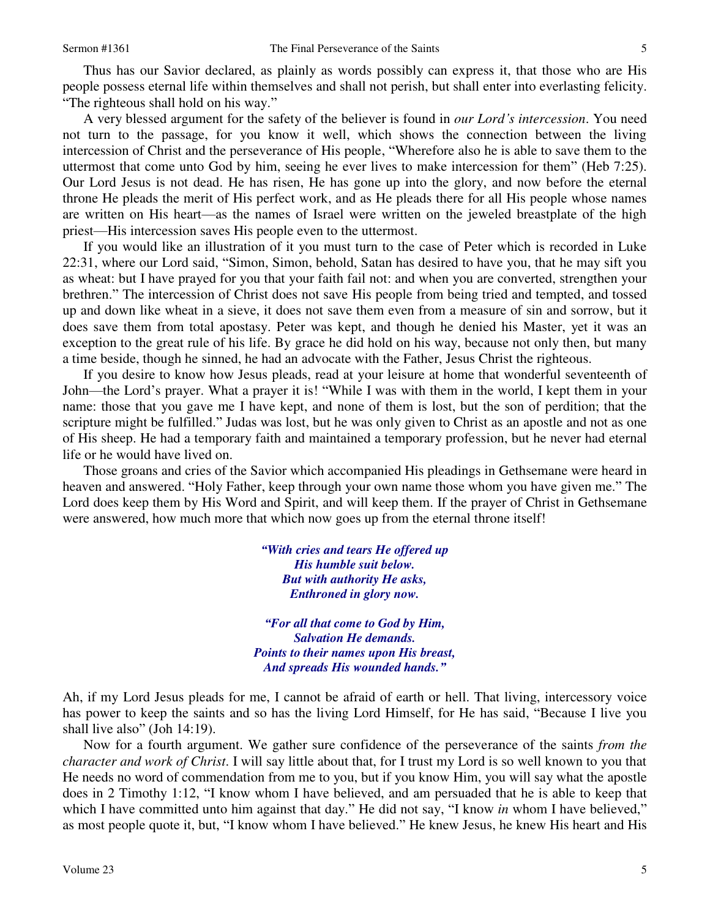Thus has our Savior declared, as plainly as words possibly can express it, that those who are His people possess eternal life within themselves and shall not perish, but shall enter into everlasting felicity. "The righteous shall hold on his way."

A very blessed argument for the safety of the believer is found in *our Lord's intercession*. You need not turn to the passage, for you know it well, which shows the connection between the living intercession of Christ and the perseverance of His people, "Wherefore also he is able to save them to the uttermost that come unto God by him, seeing he ever lives to make intercession for them" (Heb 7:25). Our Lord Jesus is not dead. He has risen, He has gone up into the glory, and now before the eternal throne He pleads the merit of His perfect work, and as He pleads there for all His people whose names are written on His heart—as the names of Israel were written on the jeweled breastplate of the high priest—His intercession saves His people even to the uttermost.

If you would like an illustration of it you must turn to the case of Peter which is recorded in Luke 22:31, where our Lord said, "Simon, Simon, behold, Satan has desired to have you, that he may sift you as wheat: but I have prayed for you that your faith fail not: and when you are converted, strengthen your brethren." The intercession of Christ does not save His people from being tried and tempted, and tossed up and down like wheat in a sieve, it does not save them even from a measure of sin and sorrow, but it does save them from total apostasy. Peter was kept, and though he denied his Master, yet it was an exception to the great rule of his life. By grace he did hold on his way, because not only then, but many a time beside, though he sinned, he had an advocate with the Father, Jesus Christ the righteous.

If you desire to know how Jesus pleads, read at your leisure at home that wonderful seventeenth of John—the Lord's prayer. What a prayer it is! "While I was with them in the world, I kept them in your name: those that you gave me I have kept, and none of them is lost, but the son of perdition; that the scripture might be fulfilled." Judas was lost, but he was only given to Christ as an apostle and not as one of His sheep. He had a temporary faith and maintained a temporary profession, but he never had eternal life or he would have lived on.

Those groans and cries of the Savior which accompanied His pleadings in Gethsemane were heard in heaven and answered. "Holy Father, keep through your own name those whom you have given me." The Lord does keep them by His Word and Spirit, and will keep them. If the prayer of Christ in Gethsemane were answered, how much more that which now goes up from the eternal throne itself!

*"With cries and tears He offered up*
*His humble suit below.*
*But with authority He asks,*
*Enthroned in glory now.*

*"For all that come to God by Him,*
*Salvation He demands.*
*Points to their names upon His breast,*
*And spreads His wounded hands."*

Ah, if my Lord Jesus pleads for me, I cannot be afraid of earth or hell. That living, intercessory voice has power to keep the saints and so has the living Lord Himself, for He has said, "Because I live you shall live also" (Joh 14:19).

Now for a fourth argument. We gather sure confidence of the perseverance of the saints *from the character and work of Christ*. I will say little about that, for I trust my Lord is so well known to you that He needs no word of commendation from me to you, but if you know Him, you will say what the apostle does in 2 Timothy 1:12, "I know whom I have believed, and am persuaded that he is able to keep that which I have committed unto him against that day." He did not say, "I know *in* whom I have believed," as most people quote it, but, "I know whom I have believed." He knew Jesus, he knew His heart and His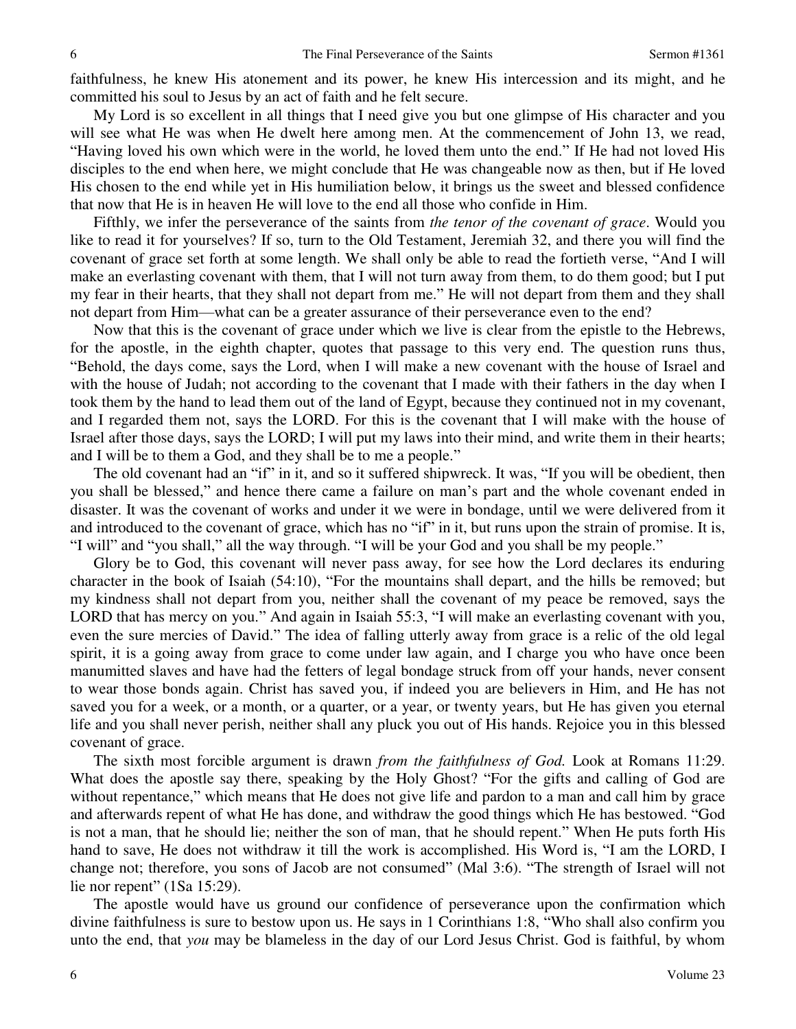faithfulness, he knew His atonement and its power, he knew His intercession and its might, and he committed his soul to Jesus by an act of faith and he felt secure.

My Lord is so excellent in all things that I need give you but one glimpse of His character and you will see what He was when He dwelt here among men. At the commencement of John 13, we read, "Having loved his own which were in the world, he loved them unto the end." If He had not loved His disciples to the end when here, we might conclude that He was changeable now as then, but if He loved His chosen to the end while yet in His humiliation below, it brings us the sweet and blessed confidence that now that He is in heaven He will love to the end all those who confide in Him.

Fifthly, we infer the perseverance of the saints from *the tenor of the covenant of grace*. Would you like to read it for yourselves? If so, turn to the Old Testament, Jeremiah 32, and there you will find the covenant of grace set forth at some length. We shall only be able to read the fortieth verse, "And I will make an everlasting covenant with them, that I will not turn away from them, to do them good; but I put my fear in their hearts, that they shall not depart from me." He will not depart from them and they shall not depart from Him—what can be a greater assurance of their perseverance even to the end?

Now that this is the covenant of grace under which we live is clear from the epistle to the Hebrews, for the apostle, in the eighth chapter, quotes that passage to this very end. The question runs thus, "Behold, the days come, says the Lord, when I will make a new covenant with the house of Israel and with the house of Judah; not according to the covenant that I made with their fathers in the day when I took them by the hand to lead them out of the land of Egypt, because they continued not in my covenant, and I regarded them not, says the LORD. For this is the covenant that I will make with the house of Israel after those days, says the LORD; I will put my laws into their mind, and write them in their hearts; and I will be to them a God, and they shall be to me a people."

The old covenant had an "if" in it, and so it suffered shipwreck. It was, "If you will be obedient, then you shall be blessed," and hence there came a failure on man's part and the whole covenant ended in disaster. It was the covenant of works and under it we were in bondage, until we were delivered from it and introduced to the covenant of grace, which has no "if" in it, but runs upon the strain of promise. It is, "I will" and "you shall," all the way through. "I will be your God and you shall be my people."

Glory be to God, this covenant will never pass away, for see how the Lord declares its enduring character in the book of Isaiah (54:10), "For the mountains shall depart, and the hills be removed; but my kindness shall not depart from you, neither shall the covenant of my peace be removed, says the LORD that has mercy on you." And again in Isaiah 55:3, "I will make an everlasting covenant with you, even the sure mercies of David." The idea of falling utterly away from grace is a relic of the old legal spirit, it is a going away from grace to come under law again, and I charge you who have once been manumitted slaves and have had the fetters of legal bondage struck from off your hands, never consent to wear those bonds again. Christ has saved you, if indeed you are believers in Him, and He has not saved you for a week, or a month, or a quarter, or a year, or twenty years, but He has given you eternal life and you shall never perish, neither shall any pluck you out of His hands. Rejoice you in this blessed covenant of grace.

The sixth most forcible argument is drawn *from the faithfulness of God.* Look at Romans 11:29. What does the apostle say there, speaking by the Holy Ghost? "For the gifts and calling of God are without repentance," which means that He does not give life and pardon to a man and call him by grace and afterwards repent of what He has done, and withdraw the good things which He has bestowed. "God is not a man, that he should lie; neither the son of man, that he should repent." When He puts forth His hand to save, He does not withdraw it till the work is accomplished. His Word is, "I am the LORD, I change not; therefore, you sons of Jacob are not consumed" (Mal 3:6). "The strength of Israel will not lie nor repent" (1Sa 15:29).

The apostle would have us ground our confidence of perseverance upon the confirmation which divine faithfulness is sure to bestow upon us. He says in 1 Corinthians 1:8, "Who shall also confirm you unto the end, that *you* may be blameless in the day of our Lord Jesus Christ. God is faithful, by whom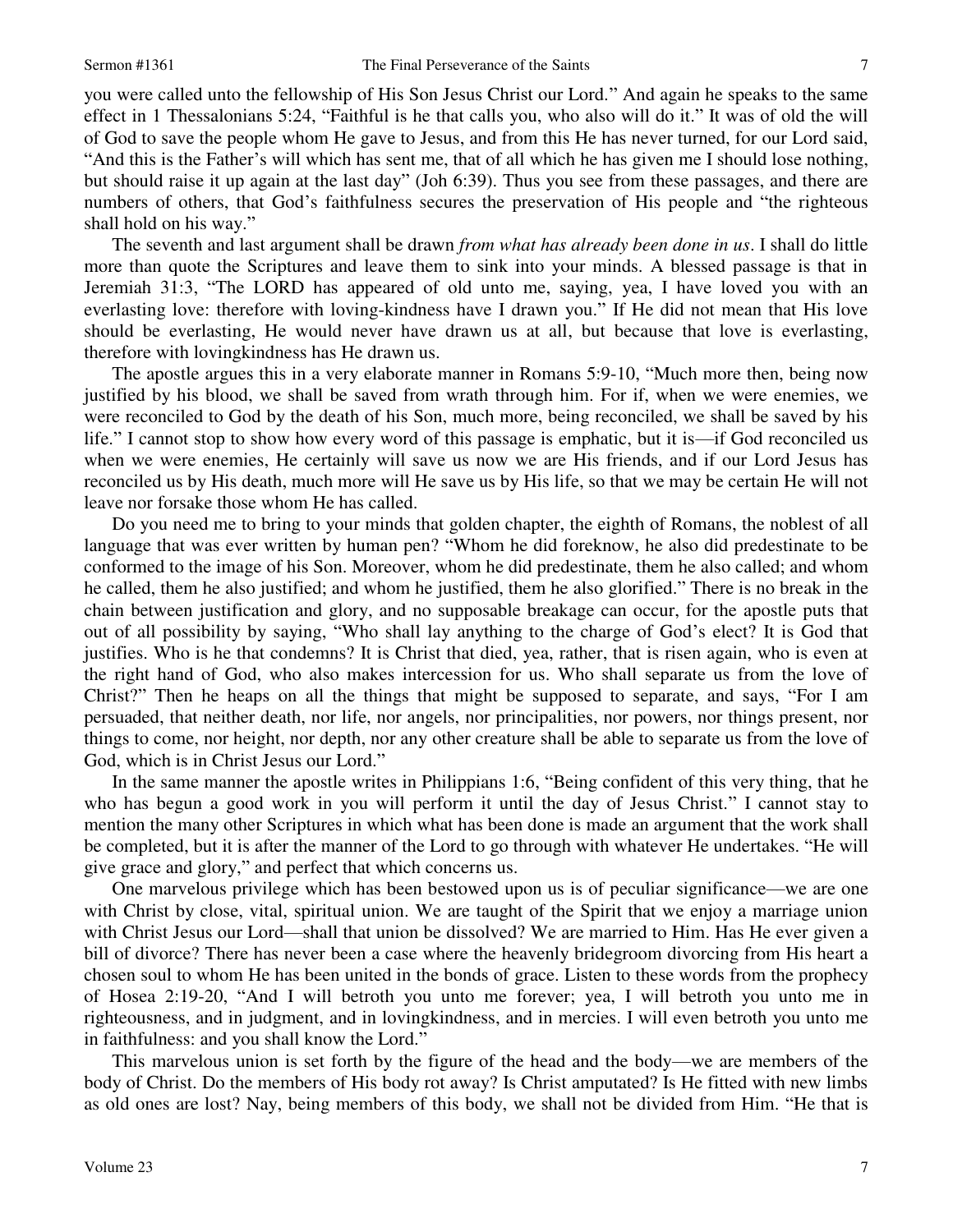you were called unto the fellowship of His Son Jesus Christ our Lord." And again he speaks to the same effect in 1 Thessalonians 5:24, "Faithful is he that calls you, who also will do it." It was of old the will of God to save the people whom He gave to Jesus, and from this He has never turned, for our Lord said, "And this is the Father's will which has sent me, that of all which he has given me I should lose nothing, but should raise it up again at the last day" (Joh 6:39). Thus you see from these passages, and there are numbers of others, that God's faithfulness secures the preservation of His people and "the righteous shall hold on his way."

The seventh and last argument shall be drawn *from what has already been done in us*. I shall do little more than quote the Scriptures and leave them to sink into your minds. A blessed passage is that in Jeremiah 31:3, "The LORD has appeared of old unto me, saying, yea, I have loved you with an everlasting love: therefore with loving-kindness have I drawn you." If He did not mean that His love should be everlasting, He would never have drawn us at all, but because that love is everlasting, therefore with lovingkindness has He drawn us.

The apostle argues this in a very elaborate manner in Romans 5:9-10, "Much more then, being now justified by his blood, we shall be saved from wrath through him. For if, when we were enemies, we were reconciled to God by the death of his Son, much more, being reconciled, we shall be saved by his life." I cannot stop to show how every word of this passage is emphatic, but it is—if God reconciled us when we were enemies, He certainly will save us now we are His friends, and if our Lord Jesus has reconciled us by His death, much more will He save us by His life, so that we may be certain He will not leave nor forsake those whom He has called.

Do you need me to bring to your minds that golden chapter, the eighth of Romans, the noblest of all language that was ever written by human pen? "Whom he did foreknow, he also did predestinate to be conformed to the image of his Son. Moreover, whom he did predestinate, them he also called; and whom he called, them he also justified; and whom he justified, them he also glorified." There is no break in the chain between justification and glory, and no supposable breakage can occur, for the apostle puts that out of all possibility by saying, "Who shall lay anything to the charge of God's elect? It is God that justifies. Who is he that condemns? It is Christ that died, yea, rather, that is risen again, who is even at the right hand of God, who also makes intercession for us. Who shall separate us from the love of Christ?" Then he heaps on all the things that might be supposed to separate, and says, "For I am persuaded, that neither death, nor life, nor angels, nor principalities, nor powers, nor things present, nor things to come, nor height, nor depth, nor any other creature shall be able to separate us from the love of God, which is in Christ Jesus our Lord."

In the same manner the apostle writes in Philippians 1:6, "Being confident of this very thing, that he who has begun a good work in you will perform it until the day of Jesus Christ." I cannot stay to mention the many other Scriptures in which what has been done is made an argument that the work shall be completed, but it is after the manner of the Lord to go through with whatever He undertakes. "He will give grace and glory," and perfect that which concerns us.

One marvelous privilege which has been bestowed upon us is of peculiar significance—we are one with Christ by close, vital, spiritual union. We are taught of the Spirit that we enjoy a marriage union with Christ Jesus our Lord—shall that union be dissolved? We are married to Him. Has He ever given a bill of divorce? There has never been a case where the heavenly bridegroom divorcing from His heart a chosen soul to whom He has been united in the bonds of grace. Listen to these words from the prophecy of Hosea 2:19-20, "And I will betroth you unto me forever; yea, I will betroth you unto me in righteousness, and in judgment, and in lovingkindness, and in mercies. I will even betroth you unto me in faithfulness: and you shall know the Lord."

This marvelous union is set forth by the figure of the head and the body—we are members of the body of Christ. Do the members of His body rot away? Is Christ amputated? Is He fitted with new limbs as old ones are lost? Nay, being members of this body, we shall not be divided from Him. "He that is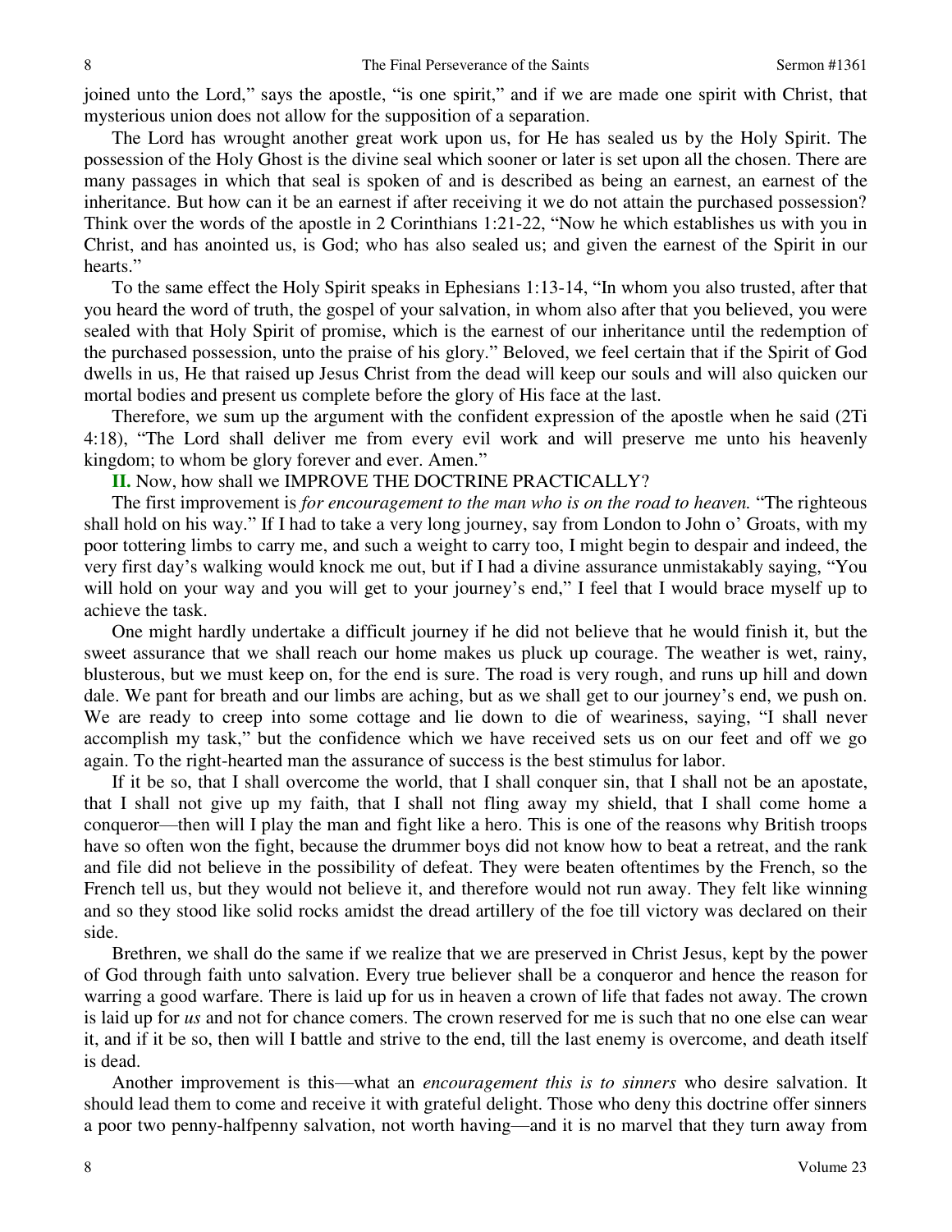joined unto the Lord," says the apostle, "is one spirit," and if we are made one spirit with Christ, that mysterious union does not allow for the supposition of a separation.

The Lord has wrought another great work upon us, for He has sealed us by the Holy Spirit. The possession of the Holy Ghost is the divine seal which sooner or later is set upon all the chosen. There are many passages in which that seal is spoken of and is described as being an earnest, an earnest of the inheritance. But how can it be an earnest if after receiving it we do not attain the purchased possession? Think over the words of the apostle in 2 Corinthians 1:21-22, "Now he which establishes us with you in Christ, and has anointed us, is God; who has also sealed us; and given the earnest of the Spirit in our hearts."

To the same effect the Holy Spirit speaks in Ephesians 1:13-14, "In whom you also trusted, after that you heard the word of truth, the gospel of your salvation, in whom also after that you believed, you were sealed with that Holy Spirit of promise, which is the earnest of our inheritance until the redemption of the purchased possession, unto the praise of his glory." Beloved, we feel certain that if the Spirit of God dwells in us, He that raised up Jesus Christ from the dead will keep our souls and will also quicken our mortal bodies and present us complete before the glory of His face at the last.

Therefore, we sum up the argument with the confident expression of the apostle when he said (2Ti 4:18), "The Lord shall deliver me from every evil work and will preserve me unto his heavenly kingdom; to whom be glory forever and ever. Amen."

**II.** Now, how shall we IMPROVE THE DOCTRINE PRACTICALLY?

The first improvement is *for encouragement to the man who is on the road to heaven.* "The righteous shall hold on his way." If I had to take a very long journey, say from London to John o' Groats, with my poor tottering limbs to carry me, and such a weight to carry too, I might begin to despair and indeed, the very first day's walking would knock me out, but if I had a divine assurance unmistakably saying, "You will hold on your way and you will get to your journey's end," I feel that I would brace myself up to achieve the task.

One might hardly undertake a difficult journey if he did not believe that he would finish it, but the sweet assurance that we shall reach our home makes us pluck up courage. The weather is wet, rainy, blusterous, but we must keep on, for the end is sure. The road is very rough, and runs up hill and down dale. We pant for breath and our limbs are aching, but as we shall get to our journey's end, we push on. We are ready to creep into some cottage and lie down to die of weariness, saying, "I shall never accomplish my task," but the confidence which we have received sets us on our feet and off we go again. To the right-hearted man the assurance of success is the best stimulus for labor.

If it be so, that I shall overcome the world, that I shall conquer sin, that I shall not be an apostate, that I shall not give up my faith, that I shall not fling away my shield, that I shall come home a conqueror—then will I play the man and fight like a hero. This is one of the reasons why British troops have so often won the fight, because the drummer boys did not know how to beat a retreat, and the rank and file did not believe in the possibility of defeat. They were beaten oftentimes by the French, so the French tell us, but they would not believe it, and therefore would not run away. They felt like winning and so they stood like solid rocks amidst the dread artillery of the foe till victory was declared on their side.

Brethren, we shall do the same if we realize that we are preserved in Christ Jesus, kept by the power of God through faith unto salvation. Every true believer shall be a conqueror and hence the reason for warring a good warfare. There is laid up for us in heaven a crown of life that fades not away. The crown is laid up for *us* and not for chance comers. The crown reserved for me is such that no one else can wear it, and if it be so, then will I battle and strive to the end, till the last enemy is overcome, and death itself is dead.

Another improvement is this—what an *encouragement this is to sinners* who desire salvation. It should lead them to come and receive it with grateful delight. Those who deny this doctrine offer sinners a poor two penny-halfpenny salvation, not worth having—and it is no marvel that they turn away from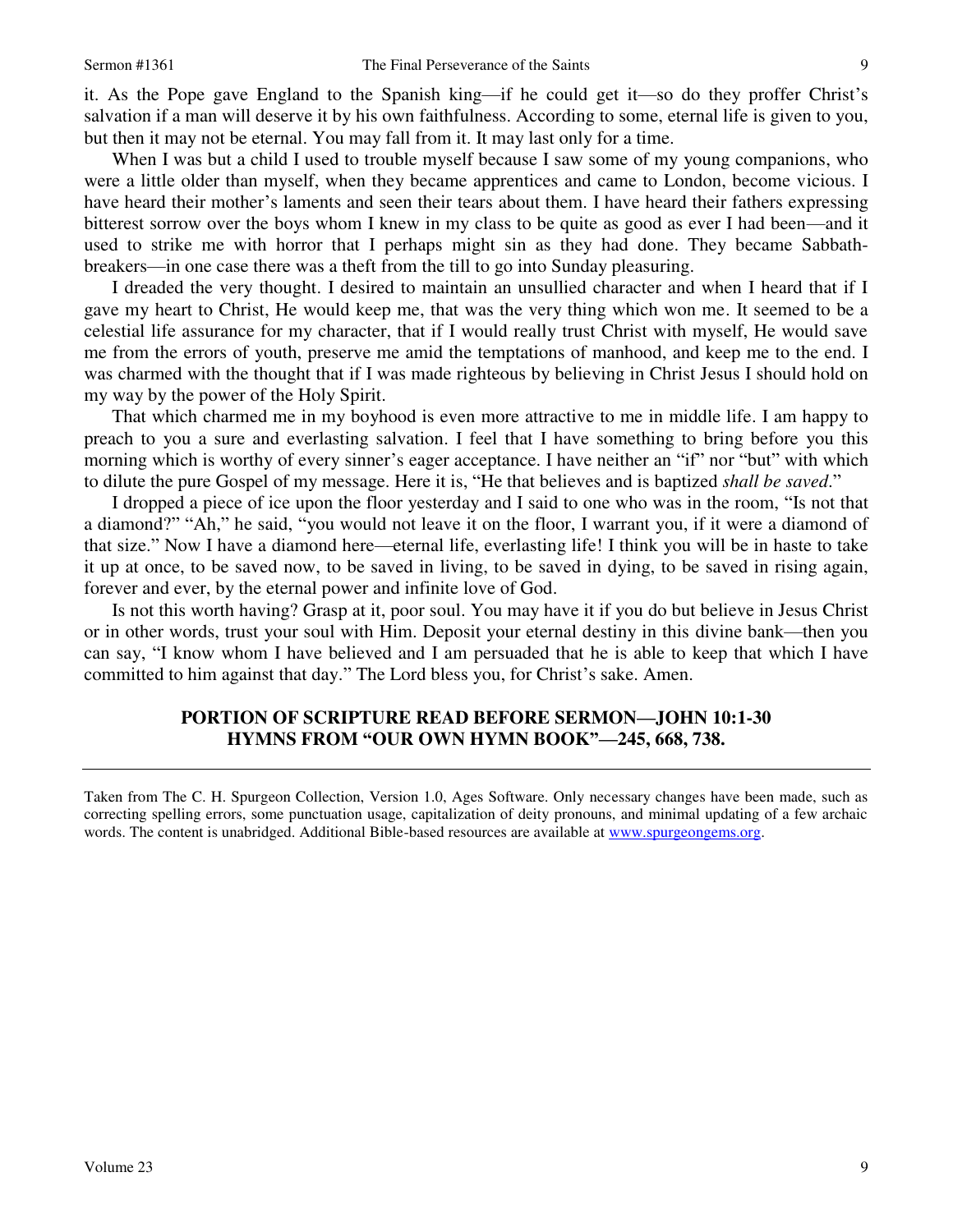it. As the Pope gave England to the Spanish king—if he could get it—so do they proffer Christ's salvation if a man will deserve it by his own faithfulness. According to some, eternal life is given to you, but then it may not be eternal. You may fall from it. It may last only for a time.

When I was but a child I used to trouble myself because I saw some of my young companions, who were a little older than myself, when they became apprentices and came to London, become vicious. I have heard their mother's laments and seen their tears about them. I have heard their fathers expressing bitterest sorrow over the boys whom I knew in my class to be quite as good as ever I had been—and it used to strike me with horror that I perhaps might sin as they had done. They became Sabbath-breakers—in one case there was a theft from the till to go into Sunday pleasuring.

I dreaded the very thought. I desired to maintain an unsullied character and when I heard that if I gave my heart to Christ, He would keep me, that was the very thing which won me. It seemed to be a celestial life assurance for my character, that if I would really trust Christ with myself, He would save me from the errors of youth, preserve me amid the temptations of manhood, and keep me to the end. I was charmed with the thought that if I was made righteous by believing in Christ Jesus I should hold on my way by the power of the Holy Spirit.

That which charmed me in my boyhood is even more attractive to me in middle life. I am happy to preach to you a sure and everlasting salvation. I feel that I have something to bring before you this morning which is worthy of every sinner's eager acceptance. I have neither an "if" nor "but" with which to dilute the pure Gospel of my message. Here it is, "He that believes and is baptized *shall be saved*."

I dropped a piece of ice upon the floor yesterday and I said to one who was in the room, "Is not that a diamond?" "Ah," he said, "you would not leave it on the floor, I warrant you, if it were a diamond of that size." Now I have a diamond here—eternal life, everlasting life! I think you will be in haste to take it up at once, to be saved now, to be saved in living, to be saved in dying, to be saved in rising again, forever and ever, by the eternal power and infinite love of God.

Is not this worth having? Grasp at it, poor soul. You may have it if you do but believe in Jesus Christ or in other words, trust your soul with Him. Deposit your eternal destiny in this divine bank—then you can say, "I know whom I have believed and I am persuaded that he is able to keep that which I have committed to him against that day." The Lord bless you, for Christ's sake. Amen.

**PORTION OF SCRIPTURE READ BEFORE SERMON—JOHN 10:1-30**
**HYMNS FROM "OUR OWN HYMN BOOK"—245, 668, 738.**

---

Taken from The C. H. Spurgeon Collection, Version 1.0, Ages Software. Only necessary changes have been made, such as correcting spelling errors, some punctuation usage, capitalization of deity pronouns, and minimal updating of a few archaic words. The content is unabridged. Additional Bible-based resources are available at www.spurgeongems.org.